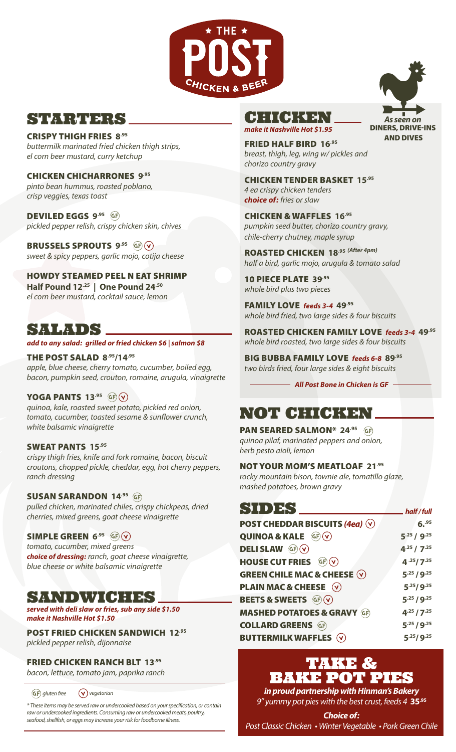# THE POST
CHICKEN & BEER

## STARTERS

**CRISPY THIGH FRIES** 8.95
*buttermilk marinated fried chicken thigh strips, el corn beer mustard, curry ketchup*

**CHICKEN CHICHARRONES** 9.95
*pinto bean hummus, roasted poblano, crisp veggies, texas toast*

**DEVILED EGGS** 9.95 (GF)
*pickled pepper relish, crispy chicken skin, chives*

**BRUSSELS SPROUTS** 9.95 (GF) (V)
*sweet & spicy peppers, garlic mojo, cotija cheese*

**HOWDY STEAMED PEEL N EAT SHRIMP**
**Half Pound 12.25 | One Pound 24.50**
*el corn beer mustard, cocktail sauce, lemon*

## SALADS

***add to any salad: grilled or fried chicken $6 | salmon $8***

**THE POST SALAD** 8.95/14.95
*apple, blue cheese, cherry tomato, cucumber, boiled egg, bacon, pumpkin seed, crouton, romaine, arugula, vinaigrette*

**YOGA PANTS** 13.95 (GF) (V)
*quinoa, kale, roasted sweet potato, pickled red onion, tomato, cucumber, toasted sesame & sunflower crunch, white balsamic vinaigrette*

**SWEAT PANTS** 15.95
*crispy thigh fries, knife and fork romaine, bacon, biscuit croutons, chopped pickle, cheddar, egg, hot cherry peppers, ranch dressing*

**SUSAN SARANDON** 14.95 (GF)
*pulled chicken, marinated chiles, crispy chickpeas, dried cherries, mixed greens, goat cheese vinaigrette*

**SIMPLE GREEN** 6.95 (GF) (V)
*tomato, cucumber, mixed greens*
***choice of dressing:*** *ranch, goat cheese vinaigrette, blue cheese or white balsamic vinaigrette*

## SANDWICHES

***served with deli slaw or fries, sub any side $1.50***
***make it Nashville Hot $1.50***

**POST FRIED CHICKEN SANDWICH** 12.95
*pickled pepper relish, dijonnaise*

**FRIED CHICKEN RANCH BLT** 13.95
*bacon, lettuce, tomato jam, paprika ranch*

(GF) *gluten free* (V) *vegetarian*

*\* These items may be served raw or undercooked based on your specification, or contain raw or undercooked ingredients. Consuming raw or undercooked meats, poultry, seafood, shellfish, or eggs may increase your risk for foodborne illness.*

## CHICKEN

***make it Nashville Hot $1.95***

*As seen on* **DINERS, DRIVE-INS AND DIVES**

**FRIED HALF BIRD** 16.95
*breast, thigh, leg, wing w/ pickles and chorizo country gravy*

**CHICKEN TENDER BASKET** 15.95
*4 ea crispy chicken tenders*
***choice of:*** *fries or slaw*

**CHICKEN & WAFFLES** 16.95
*pumpkin seed butter, chorizo country gravy, chile-cherry chutney, maple syrup*

**ROASTED CHICKEN** 18.95 *(After 4pm)*
*half a bird, garlic mojo, arugula & tomato salad*

**10 PIECE PLATE** 39.95
*whole bird plus two pieces*

**FAMILY LOVE** ***feeds 3-4*** 49.95
*whole bird fried, two large sides & four biscuits*

**ROASTED CHICKEN FAMILY LOVE** ***feeds 3-4*** 49.95
*whole bird roasted, two large sides & four biscuits*

**BIG BUBBA FAMILY LOVE** ***feeds 6-8*** 89.95
*two birds fried, four large sides & eight biscuits*

***All Post Bone in Chicken is GF***

## NOT CHICKEN

**PAN SEARED SALMON\*** 24.95 (GF)
*quinoa pilaf, marinated peppers and onion, herb pesto aioli, lemon*

**NOT YOUR MOM'S MEATLOAF** 21.95
*rocky mountain bison, townie ale, tomatillo glaze, mashed potatoes, brown gravy*

## SIDES

| SIDES | *half / full* |
|---|---|
| **POST CHEDDAR BISCUITS** *(4ea)* (V) | 6.95 |
| **QUINOA & KALE** (GF) (V) | 5.25 / 9.25 |
| **DELI SLAW** (GF) (V) | 4.25 / 7.25 |
| **HOUSE CUT FRIES** (GF) (V) | 4.25 / 7.25 |
| **GREEN CHILE MAC & CHEESE** (V) | 5.25 / 9.25 |
| **PLAIN MAC & CHEESE** (V) | 5.25 / 9.25 |
| **BEETS & SWEETS** (GF) (V) | 5.25 / 9.25 |
| **MASHED POTATOES & GRAVY** (GF) | 4.25 / 7.25 |
| **COLLARD GREENS** (GF) | 5.25 / 9.25 |
| **BUTTERMILK WAFFLES** (V) | 5.25 / 9.25 |

## TAKE & BAKE POT PIES

***in proud partnership with Hinman's Bakery***
*9" yummy pot pies with the best crust, feeds 4* **35.95**

***Choice of:***
*Post Classic Chicken • Winter Vegetable • Pork Green Chile*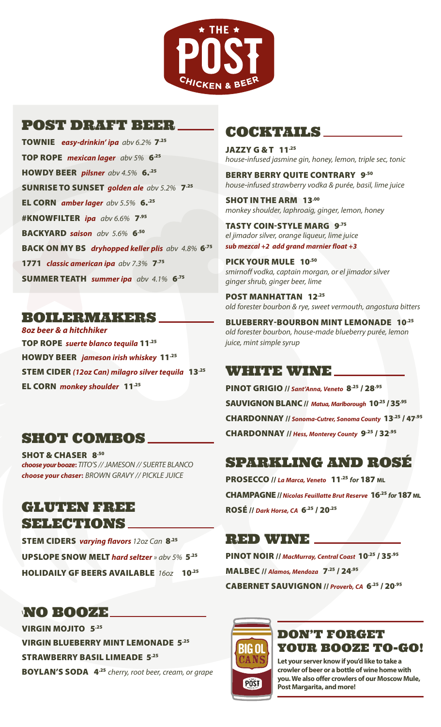# ★ THE ★ POST
CHICKEN & BEER

## POST DRAFT BEER

**TOWNIE** *easy-drinkin' ipa* *abv 6.2%* **7.25**

**TOP ROPE** *mexican lager* *abv 5%* **6.25**

**HOWDY BEER** *pilsner* *abv 4.5%* **6.25**

**SUNRISE TO SUNSET** *golden ale* *abv 5.2%* **7.25**

**EL CORN** *amber lager* *abv 5.5%* **6.25**

**#KNOWFILTER** *ipa* *abv 6.6%* **7.95**

**BACKYARD** *saison* *abv 5.6%* **6.50**

**BACK ON MY BS** *dryhopped keller plis* *abv 4.8%* **6.75**

**1771** *classic american ipa* *abv 7.3%* **7.75**

**SUMMER TEATH** *summer ipa* *abv 4.1%* **6.75**

## BOILERMAKERS

*8oz beer & a hitchhiker*

**TOP ROPE** *suerte blanco tequila* **11.25**

**HOWDY BEER** *jameson irish whiskey* **11.25**

**STEM CIDER** *(12oz Can) milagro silver tequila* **13.25**

**EL CORN** *monkey shoulder* **11.25**

## SHOT COMBOS

**SHOT & CHASER 8.50**

*choose your booze:* TITO'S // JAMESON // SUERTE BLANCO

*choose your chaser:* BROWN GRAVY // PICKLE JUICE

## GLUTEN FREE SELECTIONS

**STEM CIDERS** *varying flavors* *12oz Can* **8.25**

**UPSLOPE SNOW MELT** *hard seltzer* » *abv 5%* **5.25**

**HOLIDAILY GF BEERS AVAILABLE** *16oz* **10.25**

## NO BOOZE

**VIRGIN MOJITO 5.25**

**VIRGIN BLUEBERRY MINT LEMONADE 5.25**

**STRAWBERRY BASIL LIMEADE 5.25**

**BOYLAN'S SODA 4.25** *cherry, root beer, cream, or grape*

## COCKTAILS

**JAZZY G & T 11.25**
*house-infused jasmine gin, honey, lemon, triple sec, tonic*

**BERRY BERRY QUITE CONTRARY 9.50**
*house-infused strawberry vodka & purée, basil, lime juice*

**SHOT IN THE ARM 13.00**
*monkey shoulder, laphroaig, ginger, lemon, honey*

**TASTY COIN-STYLE MARG 9.75**
*el jimador silver, orange liqueur, lime juice*
*sub mezcal +2 add grand marnier float +3*

**PICK YOUR MULE 10.50**
*smirnoff vodka, captain morgan, or el jimador silver ginger shrub, ginger beer, lime*

**POST MANHATTAN 12.25**
*old forester bourbon & rye, sweet vermouth, angostura bitters*

**BLUEBERRY-BOURBON MINT LEMONADE 10.25**
*old forester bourbon, house-made blueberry purée, lemon juice, mint simple syrup*

## WHITE WINE

**PINOT GRIGIO //** *Sant'Anna, Veneto* **8.25 / 28.95**

**SAUVIGNON BLANC //** *Matua, Marlborough* **10.25 / 35.95**

**CHARDONNAY //** *Sonoma-Cutrer, Sonoma County* **13.25 / 47.95**

**CHARDONNAY //** *Hess, Monterey County* **9.25 / 32.95**

## SPARKLING AND ROSÉ

**PROSECCO //** *La Marca, Veneto* **11.25** *for* **187 ML**

**CHAMPAGNE //** *Nicolas Feuillatte Brut Reserve* **16.25** *for* **187 ML**

**ROSÉ //** *Dark Horse, CA* **6.25 / 20.25**

## RED WINE

**PINOT NOIR //** *MacMurray, Central Coast* **10.25 / 35.95**

**MALBEC //** *Alamos, Mendoza* **7.25 / 24.95**

**CABERNET SAUVIGNON //** *Proverb, CA* **6.25 / 20.95**

## DON'T FORGET YOUR BOOZE TO-GO!

**Let your server know if you'd like to take a crowler of beer or a bottle of wine home with you. We also offer crowlers of our Moscow Mule, Post Margarita, and more!**